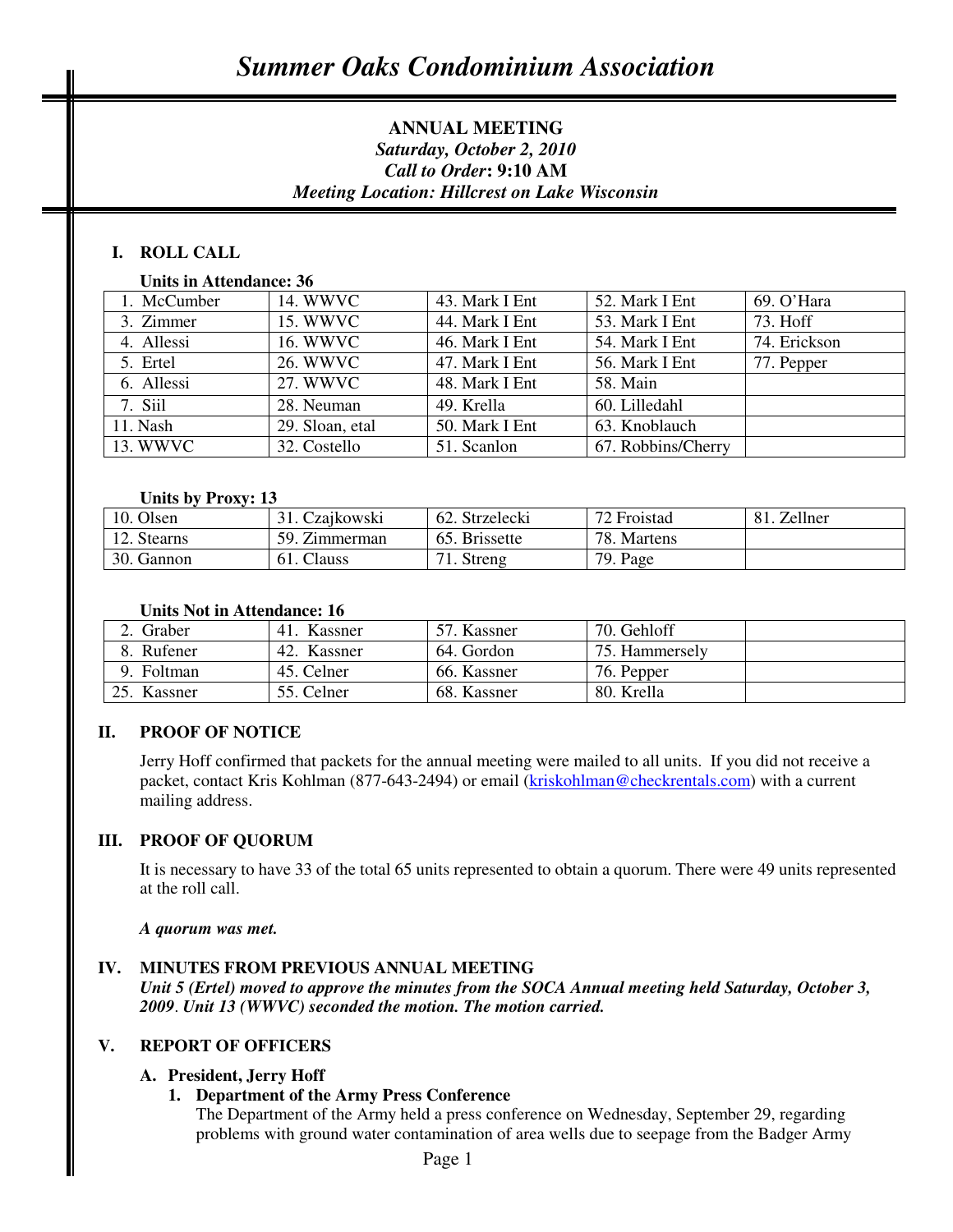# Summer Oaks Condominium Association

**ANNUAL MEETING**
***Saturday, October 2, 2010***
***Call to Order*: 9:10 AM**
***Meeting Location: Hillcrest on Lake Wisconsin***

## I. ROLL CALL

**Units in Attendance: 36**

| | | | | |
|---|---|---|---|---|
| 1. McCumber | 14. WWVC | 43. Mark I Ent | 52. Mark I Ent | 69. O'Hara |
| 3. Zimmer | 15. WWVC | 44. Mark I Ent | 53. Mark I Ent | 73. Hoff |
| 4. Allessi | 16. WWVC | 46. Mark I Ent | 54. Mark I Ent | 74. Erickson |
| 5. Ertel | 26. WWVC | 47. Mark I Ent | 56. Mark I Ent | 77. Pepper |
| 6. Allessi | 27. WWVC | 48. Mark I Ent | 58. Main | |
| 7. Siil | 28. Neuman | 49. Krella | 60. Lilledahl | |
| 11. Nash | 29. Sloan, etal | 50. Mark I Ent | 63. Knoblauch | |
| 13. WWVC | 32. Costello | 51. Scanlon | 67. Robbins/Cherry | |

**Units by Proxy: 13**

| | | | | |
|---|---|---|---|---|
| 10. Olsen | 31. Czajkowski | 62. Strzelecki | 72 Froistad | 81. Zellner |
| 12. Stearns | 59. Zimmerman | 65. Brissette | 78. Martens | |
| 30. Gannon | 61. Clauss | 71. Streng | 79. Page | |

**Units Not in Attendance: 16**

| | | | | |
|---|---|---|---|---|
| 2. Graber | 41. Kassner | 57. Kassner | 70. Gehloff | |
| 8. Rufener | 42. Kassner | 64. Gordon | 75. Hammersely | |
| 9. Foltman | 45. Celner | 66. Kassner | 76. Pepper | |
| 25. Kassner | 55. Celner | 68. Kassner | 80. Krella | |

## II. PROOF OF NOTICE

Jerry Hoff confirmed that packets for the annual meeting were mailed to all units. If you did not receive a packet, contact Kris Kohlman (877-643-2494) or email (kriskohlman@checkrentals.com) with a current mailing address.

## III. PROOF OF QUORUM

It is necessary to have 33 of the total 65 units represented to obtain a quorum. There were 49 units represented at the roll call.

***A quorum was met.***

## IV. MINUTES FROM PREVIOUS ANNUAL MEETING

***Unit 5 (Ertel) moved to approve the minutes from the SOCA Annual meeting held Saturday, October 3, 2009. Unit 13 (WWVC) seconded the motion. The motion carried.***

## V. REPORT OF OFFICERS

### A. President, Jerry Hoff

**1. Department of the Army Press Conference**

The Department of the Army held a press conference on Wednesday, September 29, regarding problems with ground water contamination of area wells due to seepage from the Badger Army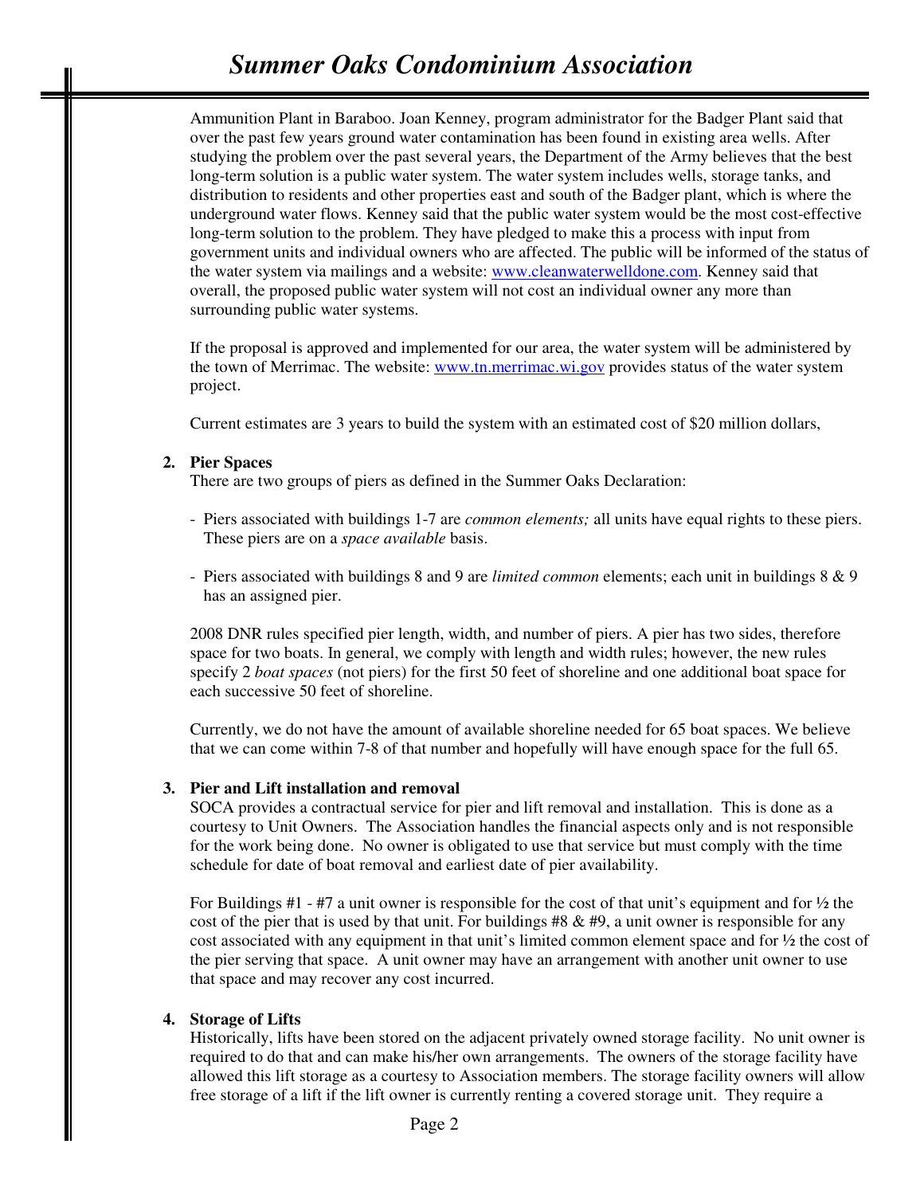Ammunition Plant in Baraboo. Joan Kenney, program administrator for the Badger Plant said that over the past few years ground water contamination has been found in existing area wells. After studying the problem over the past several years, the Department of the Army believes that the best long-term solution is a public water system. The water system includes wells, storage tanks, and distribution to residents and other properties east and south of the Badger plant, which is where the underground water flows. Kenney said that the public water system would be the most cost-effective long-term solution to the problem. They have pledged to make this a process with input from government units and individual owners who are affected. The public will be informed of the status of the water system via mailings and a website: [www.cleanwaterwelldone.com](www.cleanwaterwelldone.com). Kenney said that overall, the proposed public water system will not cost an individual owner any more than surrounding public water systems.

If the proposal is approved and implemented for our area, the water system will be administered by the town of Merrimac. The website: [www.tn.merrimac.wi.gov](www.tn.merrimac.wi.gov) provides status of the water system project.

Current estimates are 3 years to build the system with an estimated cost of $20 million dollars,

2. **Pier Spaces**
   There are two groups of piers as defined in the Summer Oaks Declaration:

   - Piers associated with buildings 1-7 are *common elements;* all units have equal rights to these piers. These piers are on a *space available* basis.

   - Piers associated with buildings 8 and 9 are *limited common* elements; each unit in buildings 8 & 9 has an assigned pier.

   2008 DNR rules specified pier length, width, and number of piers. A pier has two sides, therefore space for two boats. In general, we comply with length and width rules; however, the new rules specify 2 *boat spaces* (not piers) for the first 50 feet of shoreline and one additional boat space for each successive 50 feet of shoreline.

   Currently, we do not have the amount of available shoreline needed for 65 boat spaces. We believe that we can come within 7-8 of that number and hopefully will have enough space for the full 65.

3. **Pier and Lift installation and removal**
   SOCA provides a contractual service for pier and lift removal and installation. This is done as a courtesy to Unit Owners. The Association handles the financial aspects only and is not responsible for the work being done. No owner is obligated to use that service but must comply with the time schedule for date of boat removal and earliest date of pier availability.

   For Buildings #1 - #7 a unit owner is responsible for the cost of that unit's equipment and for ½ the cost of the pier that is used by that unit. For buildings #8 & #9, a unit owner is responsible for any cost associated with any equipment in that unit's limited common element space and for ½ the cost of the pier serving that space. A unit owner may have an arrangement with another unit owner to use that space and may recover any cost incurred.

4. **Storage of Lifts**
   Historically, lifts have been stored on the adjacent privately owned storage facility. No unit owner is required to do that and can make his/her own arrangements. The owners of the storage facility have allowed this lift storage as a courtesy to Association members. The storage facility owners will allow free storage of a lift if the lift owner is currently renting a covered storage unit. They require a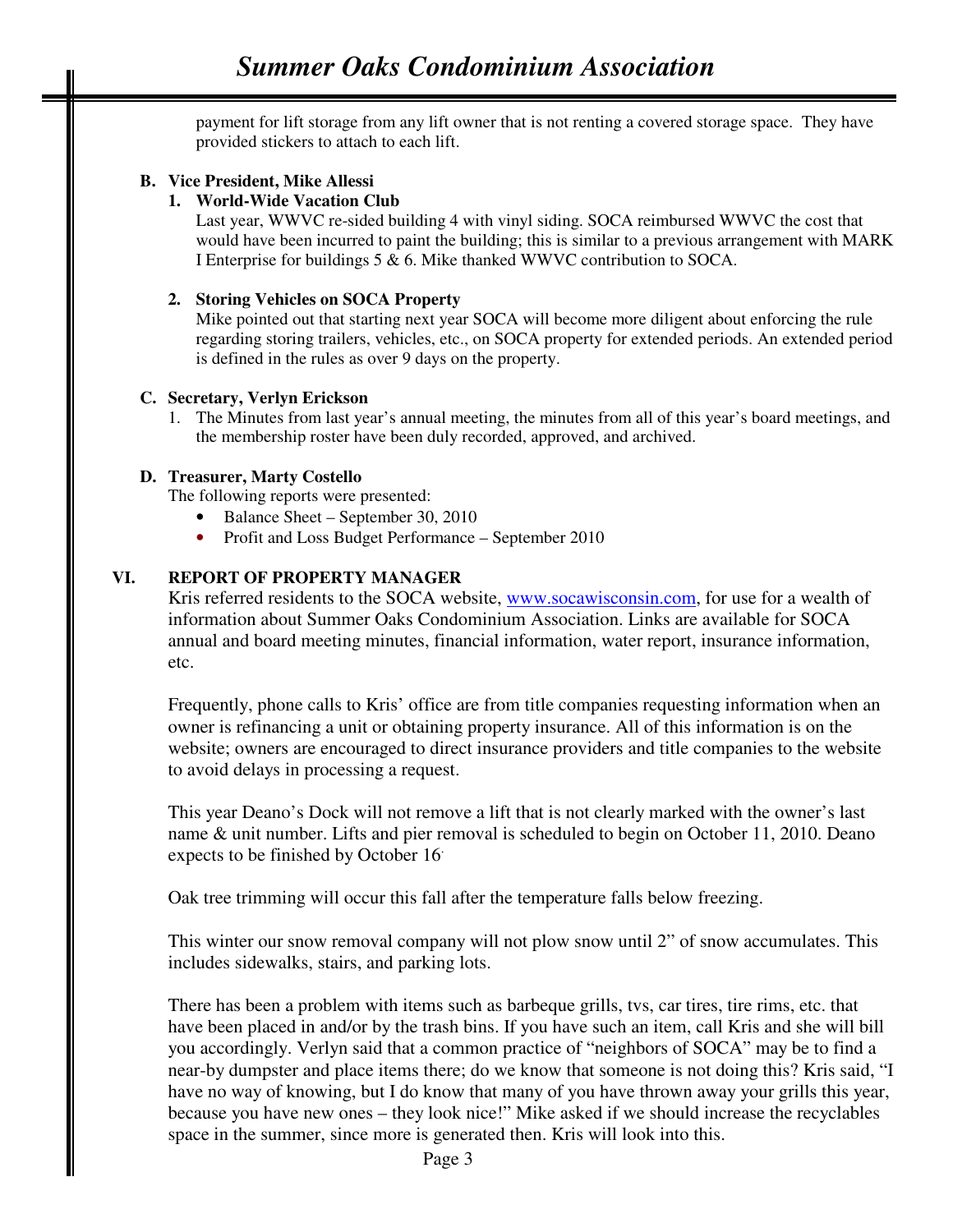payment for lift storage from any lift owner that is not renting a covered storage space. They have provided stickers to attach to each lift.

**B. Vice President, Mike Allessi**

**1. World-Wide Vacation Club**

Last year, WWVC re-sided building 4 with vinyl siding. SOCA reimbursed WWVC the cost that would have been incurred to paint the building; this is similar to a previous arrangement with MARK I Enterprise for buildings 5 & 6. Mike thanked WWVC contribution to SOCA.

**2. Storing Vehicles on SOCA Property**

Mike pointed out that starting next year SOCA will become more diligent about enforcing the rule regarding storing trailers, vehicles, etc., on SOCA property for extended periods. An extended period is defined in the rules as over 9 days on the property.

**C. Secretary, Verlyn Erickson**

1. The Minutes from last year's annual meeting, the minutes from all of this year's board meetings, and the membership roster have been duly recorded, approved, and archived.

**D. Treasurer, Marty Costello**

The following reports were presented:

- Balance Sheet – September 30, 2010
- Profit and Loss Budget Performance – September 2010

## VI. REPORT OF PROPERTY MANAGER

Kris referred residents to the SOCA website, [www.socawisconsin.com](http://www.socawisconsin.com), for use for a wealth of information about Summer Oaks Condominium Association. Links are available for SOCA annual and board meeting minutes, financial information, water report, insurance information, etc.

Frequently, phone calls to Kris' office are from title companies requesting information when an owner is refinancing a unit or obtaining property insurance. All of this information is on the website; owners are encouraged to direct insurance providers and title companies to the website to avoid delays in processing a request.

This year Deano's Dock will not remove a lift that is not clearly marked with the owner's last name & unit number. Lifts and pier removal is scheduled to begin on October 11, 2010. Deano expects to be finished by October 16.

Oak tree trimming will occur this fall after the temperature falls below freezing.

This winter our snow removal company will not plow snow until 2" of snow accumulates. This includes sidewalks, stairs, and parking lots.

There has been a problem with items such as barbeque grills, tvs, car tires, tire rims, etc. that have been placed in and/or by the trash bins. If you have such an item, call Kris and she will bill you accordingly. Verlyn said that a common practice of "neighbors of SOCA" may be to find a near-by dumpster and place items there; do we know that someone is not doing this? Kris said, "I have no way of knowing, but I do know that many of you have thrown away your grills this year, because you have new ones – they look nice!" Mike asked if we should increase the recyclables space in the summer, since more is generated then. Kris will look into this.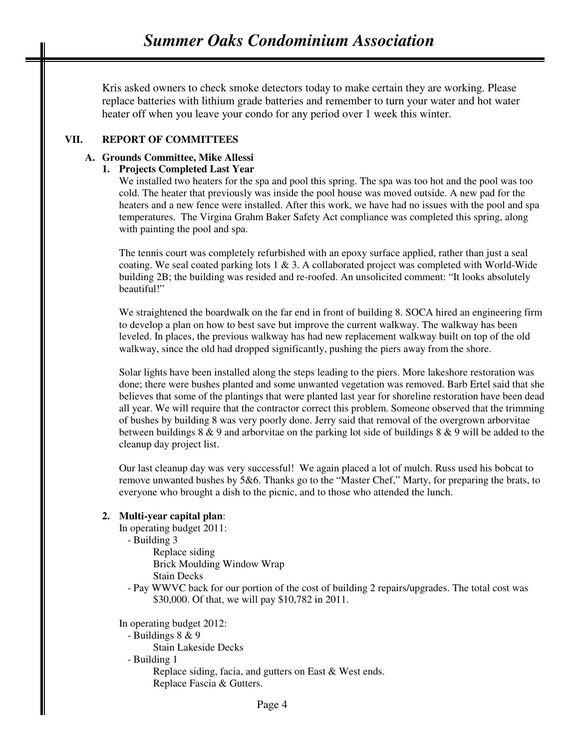Kris asked owners to check smoke detectors today to make certain they are working. Please replace batteries with lithium grade batteries and remember to turn your water and hot water heater off when you leave your condo for any period over 1 week this winter.

## VII. REPORT OF COMMITTEES

### A. Grounds Committee, Mike Allessi

#### 1. Projects Completed Last Year

We installed two heaters for the spa and pool this spring. The spa was too hot and the pool was too cold. The heater that previously was inside the pool house was moved outside. A new pad for the heaters and a new fence were installed. After this work, we have had no issues with the pool and spa temperatures. The Virgina Grahm Baker Safety Act compliance was completed this spring, along with painting the pool and spa.

The tennis court was completely refurbished with an epoxy surface applied, rather than just a seal coating. We seal coated parking lots 1 & 3. A collaborated project was completed with World-Wide building 2B; the building was resided and re-roofed. An unsolicited comment: "It looks absolutely beautiful!"

We straightened the boardwalk on the far end in front of building 8. SOCA hired an engineering firm to develop a plan on how to best save but improve the current walkway. The walkway has been leveled. In places, the previous walkway has had new replacement walkway built on top of the old walkway, since the old had dropped significantly, pushing the piers away from the shore.

Solar lights have been installed along the steps leading to the piers. More lakeshore restoration was done; there were bushes planted and some unwanted vegetation was removed. Barb Ertel said that she believes that some of the plantings that were planted last year for shoreline restoration have been dead all year. We will require that the contractor correct this problem. Someone observed that the trimming of bushes by building 8 was very poorly done. Jerry said that removal of the overgrown arborvitae between buildings 8 & 9 and arborvitae on the parking lot side of buildings 8 & 9 will be added to the cleanup day project list.

Our last cleanup day was very successful! We again placed a lot of mulch. Russ used his bobcat to remove unwanted bushes by 5&6. Thanks go to the "Master Chef," Marty, for preparing the brats, to everyone who brought a dish to the picnic, and to those who attended the lunch.

#### 2. Multi-year capital plan:

In operating budget 2011:

- Building 3
  - Replace siding
  - Brick Moulding Window Wrap
  - Stain Decks
- Pay WWVC back for our portion of the cost of building 2 repairs/upgrades. The total cost was $30,000. Of that, we will pay $10,782 in 2011.

In operating budget 2012:

- Buildings 8 & 9
  - Stain Lakeside Decks
- Building 1
  - Replace siding, facia, and gutters on East & West ends.
  - Replace Fascia & Gutters.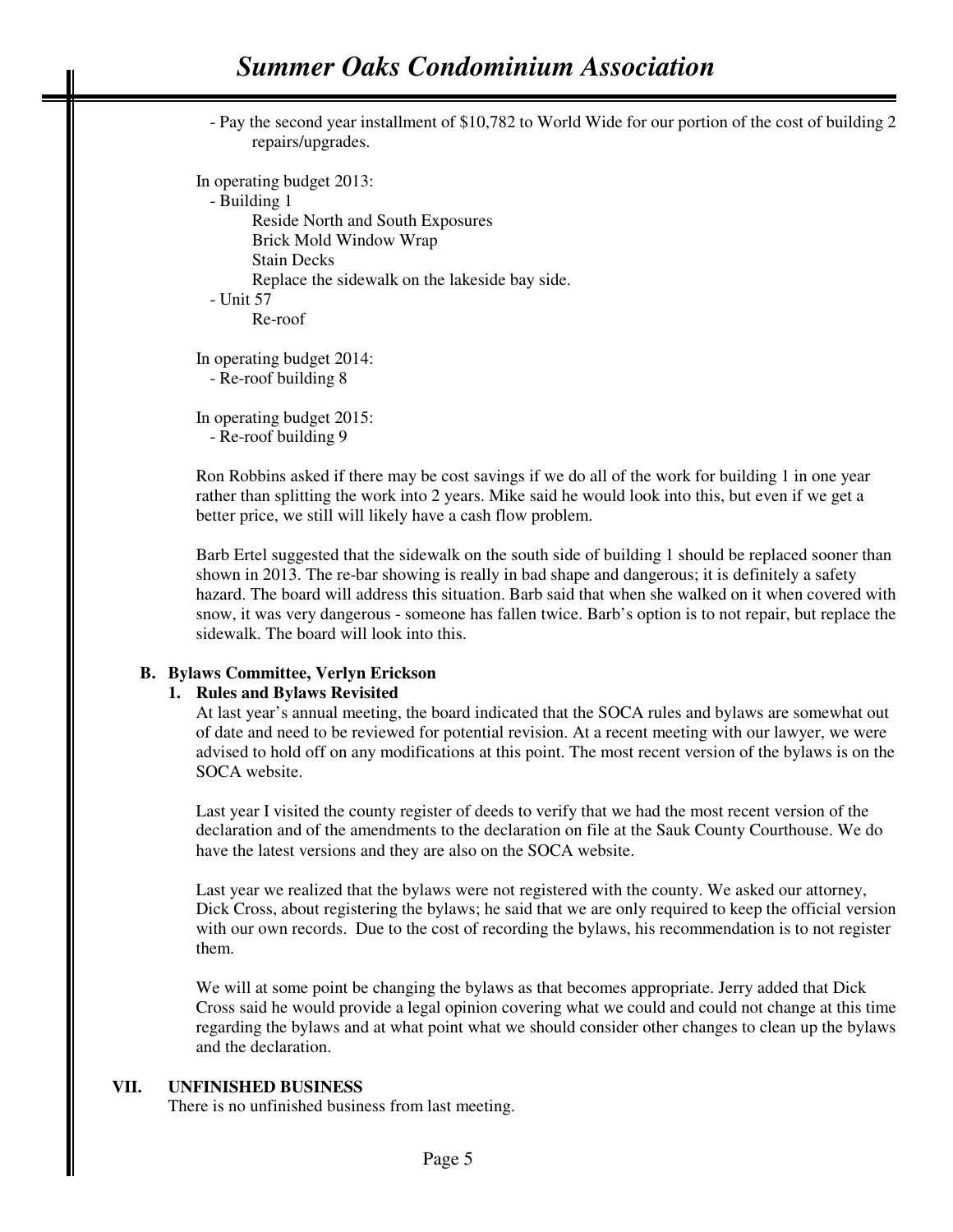- Pay the second year installment of $10,782 to World Wide for our portion of the cost of building 2 repairs/upgrades.

In operating budget 2013:

- Building 1
  - Reside North and South Exposures
  - Brick Mold Window Wrap
  - Stain Decks
  - Replace the sidewalk on the lakeside bay side.
- Unit 57
  - Re-roof

In operating budget 2014:

- Re-roof building 8

In operating budget 2015:

- Re-roof building 9

Ron Robbins asked if there may be cost savings if we do all of the work for building 1 in one year rather than splitting the work into 2 years. Mike said he would look into this, but even if we get a better price, we still will likely have a cash flow problem.

Barb Ertel suggested that the sidewalk on the south side of building 1 should be replaced sooner than shown in 2013. The re-bar showing is really in bad shape and dangerous; it is definitely a safety hazard. The board will address this situation. Barb said that when she walked on it when covered with snow, it was very dangerous - someone has fallen twice. Barb's option is to not repair, but replace the sidewalk. The board will look into this.

**B. Bylaws Committee, Verlyn Erickson**

**1. Rules and Bylaws Revisited**

At last year's annual meeting, the board indicated that the SOCA rules and bylaws are somewhat out of date and need to be reviewed for potential revision. At a recent meeting with our lawyer, we were advised to hold off on any modifications at this point. The most recent version of the bylaws is on the SOCA website.

Last year I visited the county register of deeds to verify that we had the most recent version of the declaration and of the amendments to the declaration on file at the Sauk County Courthouse. We do have the latest versions and they are also on the SOCA website.

Last year we realized that the bylaws were not registered with the county. We asked our attorney, Dick Cross, about registering the bylaws; he said that we are only required to keep the official version with our own records. Due to the cost of recording the bylaws, his recommendation is to not register them.

We will at some point be changing the bylaws as that becomes appropriate. Jerry added that Dick Cross said he would provide a legal opinion covering what we could and could not change at this time regarding the bylaws and at what point what we should consider other changes to clean up the bylaws and the declaration.

## VII. UNFINISHED BUSINESS

There is no unfinished business from last meeting.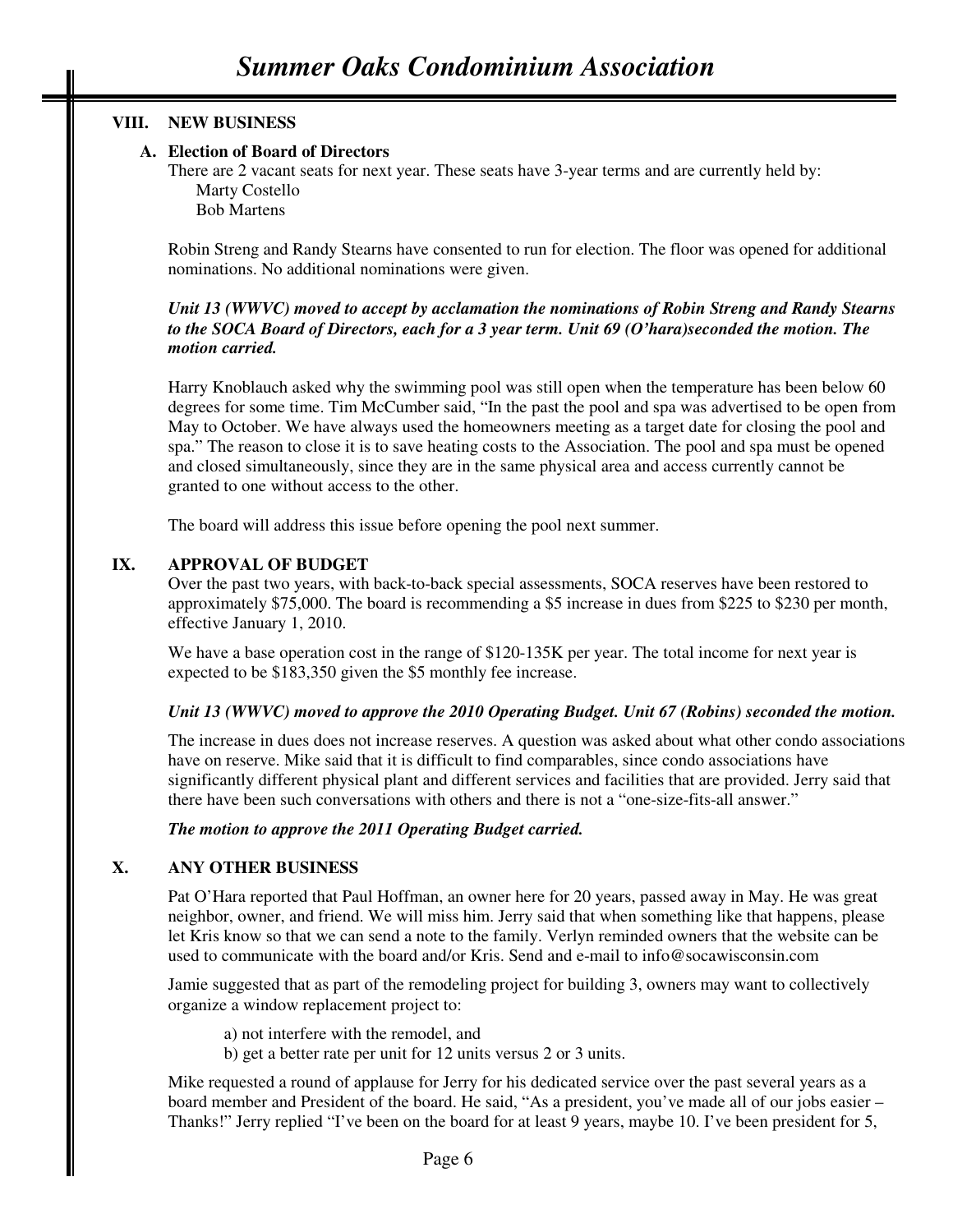## VIII. NEW BUSINESS

### A. Election of Board of Directors

There are 2 vacant seats for next year. These seats have 3-year terms and are currently held by:
Marty Costello
Bob Martens

Robin Streng and Randy Stearns have consented to run for election. The floor was opened for additional nominations. No additional nominations were given.

***Unit 13 (WWVC) moved to accept by acclamation the nominations of Robin Streng and Randy Stearns to the SOCA Board of Directors, each for a 3 year term. Unit 69 (O'hara)seconded the motion. The motion carried.***

Harry Knoblauch asked why the swimming pool was still open when the temperature has been below 60 degrees for some time. Tim McCumber said, "In the past the pool and spa was advertised to be open from May to October. We have always used the homeowners meeting as a target date for closing the pool and spa." The reason to close it is to save heating costs to the Association. The pool and spa must be opened and closed simultaneously, since they are in the same physical area and access currently cannot be granted to one without access to the other.

The board will address this issue before opening the pool next summer.

## IX. APPROVAL OF BUDGET

Over the past two years, with back-to-back special assessments, SOCA reserves have been restored to approximately $75,000. The board is recommending a $5 increase in dues from $225 to $230 per month, effective January 1, 2010.

We have a base operation cost in the range of $120-135K per year. The total income for next year is expected to be $183,350 given the $5 monthly fee increase.

***Unit 13 (WWVC) moved to approve the 2010 Operating Budget. Unit 67 (Robins) seconded the motion.***

The increase in dues does not increase reserves. A question was asked about what other condo associations have on reserve. Mike said that it is difficult to find comparables, since condo associations have significantly different physical plant and different services and facilities that are provided. Jerry said that there have been such conversations with others and there is not a "one-size-fits-all answer."

***The motion to approve the 2011 Operating Budget carried.***

## X. ANY OTHER BUSINESS

Pat O'Hara reported that Paul Hoffman, an owner here for 20 years, passed away in May. He was great neighbor, owner, and friend. We will miss him. Jerry said that when something like that happens, please let Kris know so that we can send a note to the family. Verlyn reminded owners that the website can be used to communicate with the board and/or Kris. Send and e-mail to info@socawisconsin.com

Jamie suggested that as part of the remodeling project for building 3, owners may want to collectively organize a window replacement project to:

a) not interfere with the remodel, and
b) get a better rate per unit for 12 units versus 2 or 3 units.

Mike requested a round of applause for Jerry for his dedicated service over the past several years as a board member and President of the board. He said, "As a president, you've made all of our jobs easier – Thanks!" Jerry replied "I've been on the board for at least 9 years, maybe 10. I've been president for 5,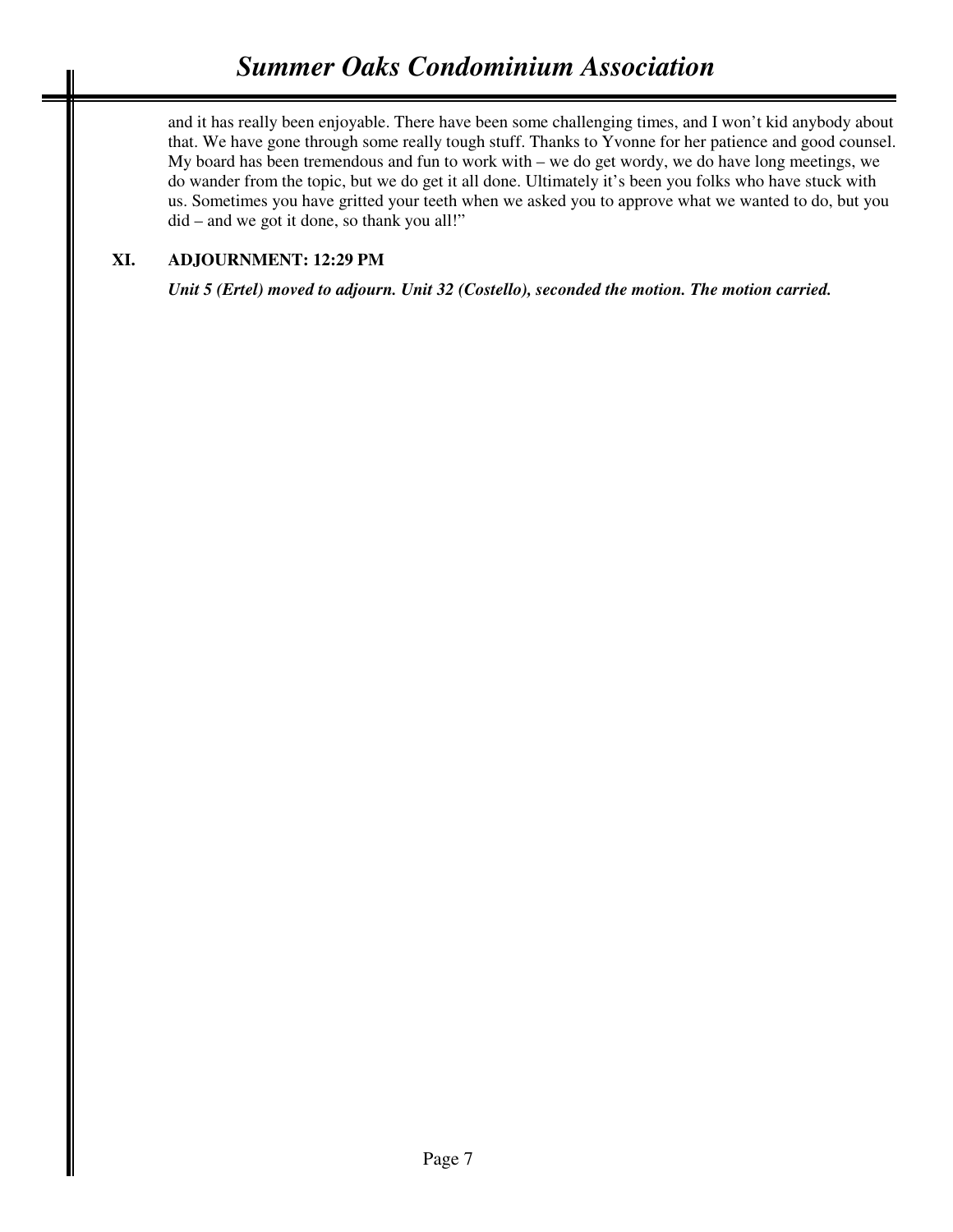and it has really been enjoyable. There have been some challenging times, and I won't kid anybody about that. We have gone through some really tough stuff. Thanks to Yvonne for her patience and good counsel. My board has been tremendous and fun to work with – we do get wordy, we do have long meetings, we do wander from the topic, but we do get it all done. Ultimately it's been you folks who have stuck with us. Sometimes you have gritted your teeth when we asked you to approve what we wanted to do, but you did – and we got it done, so thank you all!"

## XI. ADJOURNMENT: 12:29 PM

***Unit 5 (Ertel) moved to adjourn. Unit 32 (Costello), seconded the motion. The motion carried.***